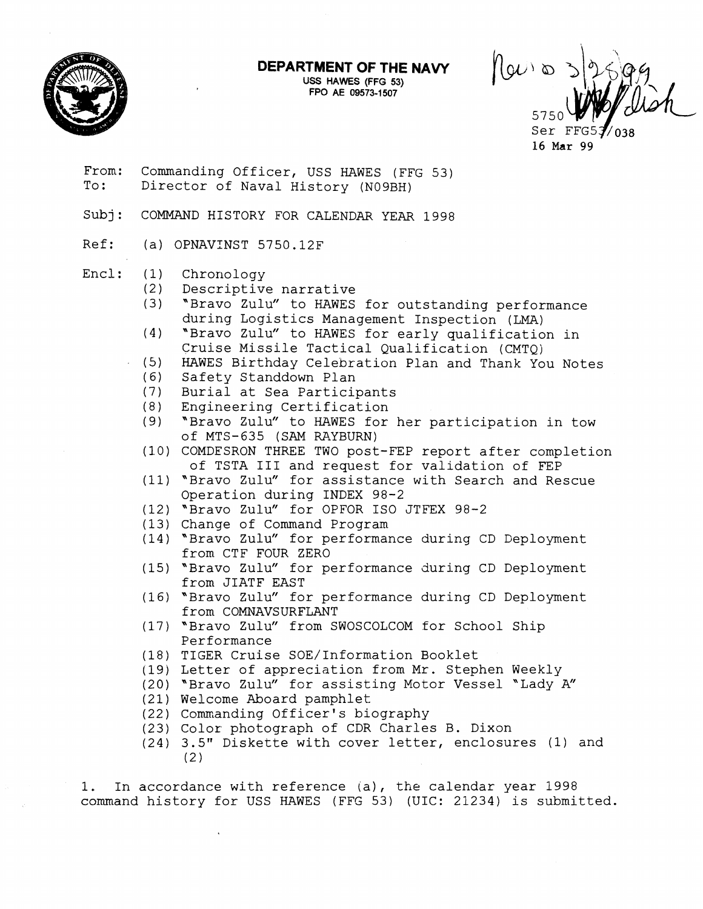**DEPARTMENT OF THE NAVY**
USS HAWES (FFG 53)
FPO AE 09573-1507

5750
Ser FFG53/038
16 Mar 99

From: Commanding Officer, USS HAWES (FFG 53)
To: Director of Naval History (N09BH)

Subj: COMMAND HISTORY FOR CALENDAR YEAR 1998

Ref: (a) OPNAVINST 5750.12F

Encl: (1) Chronology
(2) Descriptive narrative
(3) "Bravo Zulu" to HAWES for outstanding performance during Logistics Management Inspection (LMA)
(4) "Bravo Zulu" to HAWES for early qualification in Cruise Missile Tactical Qualification (CMTQ)
(5) HAWES Birthday Celebration Plan and Thank You Notes
(6) Safety Standdown Plan
(7) Burial at Sea Participants
(8) Engineering Certification
(9) "Bravo Zulu" to HAWES for her participation in tow of MTS-635 (SAM RAYBURN)
(10) COMDESRON THREE TWO post-FEP report after completion of TSTA III and request for validation of FEP
(11) "Bravo Zulu" for assistance with Search and Rescue Operation during INDEX 98-2
(12) "Bravo Zulu" for OPFOR ISO JTFEX 98-2
(13) Change of Command Program
(14) "Bravo Zulu" for performance during CD Deployment from CTF FOUR ZERO
(15) "Bravo Zulu" for performance during CD Deployment from JIATF EAST
(16) "Bravo Zulu" for performance during CD Deployment from COMNAVSURFLANT
(17) "Bravo Zulu" from SWOSCOLCOM for School Ship Performance
(18) TIGER Cruise SOE/Information Booklet
(19) Letter of appreciation from Mr. Stephen Weekly
(20) "Bravo Zulu" for assisting Motor Vessel "Lady A"
(21) Welcome Aboard pamphlet
(22) Commanding Officer's biography
(23) Color photograph of CDR Charles B. Dixon
(24) 3.5" Diskette with cover letter, enclosures (1) and (2)

1. In accordance with reference (a), the calendar year 1998 command history for USS HAWES (FFG 53) (UIC: 21234) is submitted.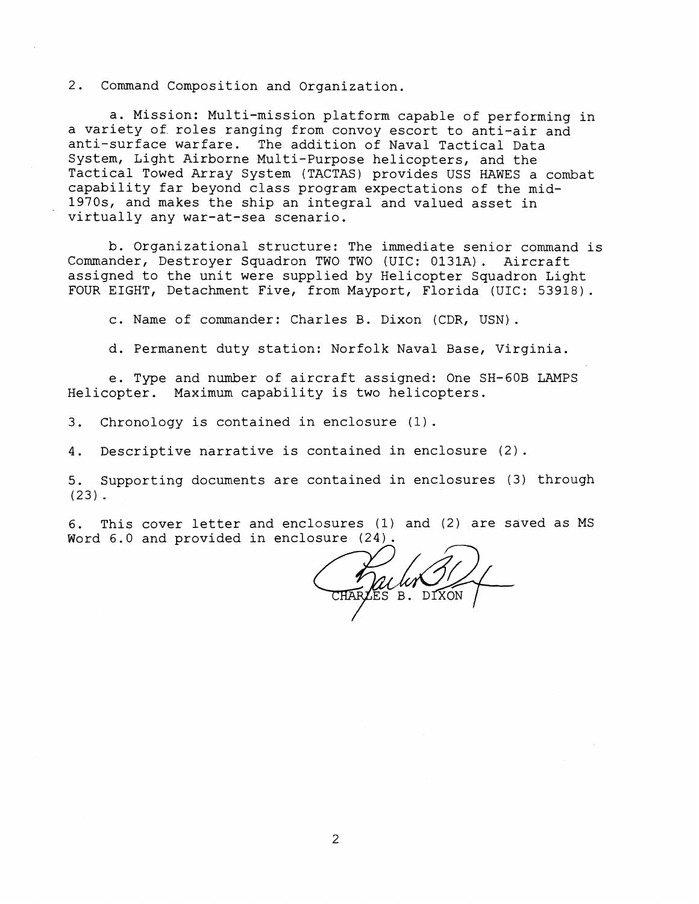2. Command Composition and Organization.

a. Mission: Multi-mission platform capable of performing in a variety of roles ranging from convoy escort to anti-air and anti-surface warfare. The addition of Naval Tactical Data System, Light Airborne Multi-Purpose helicopters, and the Tactical Towed Array System (TACTAS) provides USS HAWES a combat capability far beyond class program expectations of the mid-1970s, and makes the ship an integral and valued asset in virtually any war-at-sea scenario.

b. Organizational structure: The immediate senior command is Commander, Destroyer Squadron TWO TWO (UIC: 0131A). Aircraft assigned to the unit were supplied by Helicopter Squadron Light FOUR EIGHT, Detachment Five, from Mayport, Florida (UIC: 53918).

c. Name of commander: Charles B. Dixon (CDR, USN).

d. Permanent duty station: Norfolk Naval Base, Virginia.

e. Type and number of aircraft assigned: One SH-60B LAMPS Helicopter. Maximum capability is two helicopters.

3. Chronology is contained in enclosure (1).

4. Descriptive narrative is contained in enclosure (2).

5. Supporting documents are contained in enclosures (3) through (23).

6. This cover letter and enclosures (1) and (2) are saved as MS Word 6.0 and provided in enclosure (24).

CHARLES B. DIXON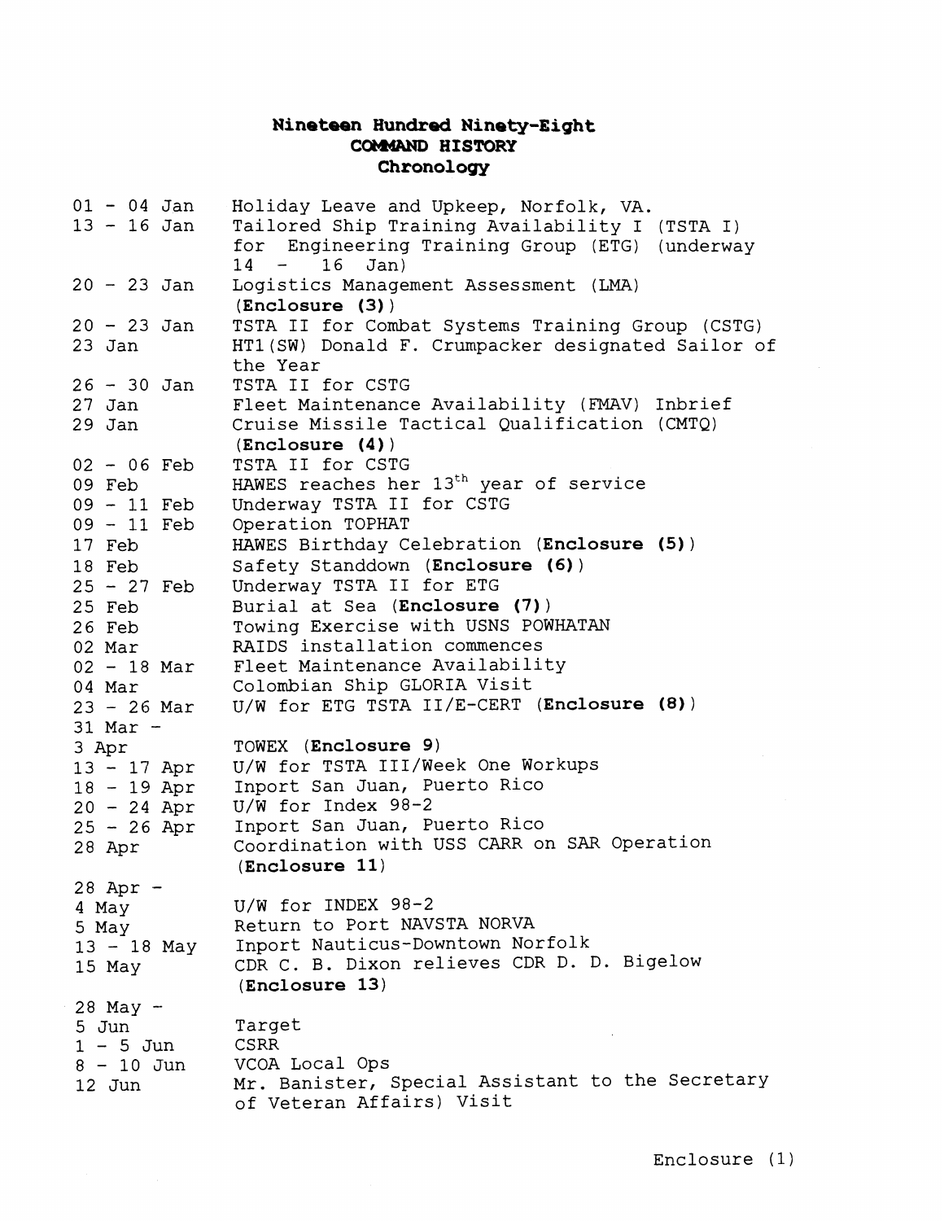# Nineteen Hundred Ninety-Eight
## COMMAND HISTORY
### Chronology

| | |
|---|---|
| 01 - 04 Jan | Holiday Leave and Upkeep, Norfolk, VA. |
| 13 - 16 Jan | Tailored Ship Training Availability I (TSTA I) for Engineering Training Group (ETG) (underway 14 - 16 Jan) |
| 20 - 23 Jan | Logistics Management Assessment (LMA) (**Enclosure (3)**) |
| 20 - 23 Jan | TSTA II for Combat Systems Training Group (CSTG) |
| 23 Jan | HT1(SW) Donald F. Crumpacker designated Sailor of the Year |
| 26 - 30 Jan | TSTA II for CSTG |
| 27 Jan | Fleet Maintenance Availability (FMAV) Inbrief |
| 29 Jan | Cruise Missile Tactical Qualification (CMTQ) (**Enclosure (4)**) |
| 02 - 06 Feb | TSTA II for CSTG |
| 09 Feb | HAWES reaches her 13th year of service |
| 09 - 11 Feb | Underway TSTA II for CSTG |
| 09 - 11 Feb | Operation TOPHAT |
| 17 Feb | HAWES Birthday Celebration (**Enclosure (5)**) |
| 18 Feb | Safety Standdown (**Enclosure (6)**) |
| 25 - 27 Feb | Underway TSTA II for ETG |
| 25 Feb | Burial at Sea (**Enclosure (7)**) |
| 26 Feb | Towing Exercise with USNS POWHATAN |
| 02 Mar | RAIDS installation commences |
| 02 - 18 Mar | Fleet Maintenance Availability |
| 04 Mar | Colombian Ship GLORIA Visit |
| 23 - 26 Mar | U/W for ETG TSTA II/E-CERT (**Enclosure (8)**) |
| 31 Mar - 3 Apr | TOWEX (**Enclosure 9**) |
| 13 - 17 Apr | U/W for TSTA III/Week One Workups |
| 18 - 19 Apr | Inport San Juan, Puerto Rico |
| 20 - 24 Apr | U/W for Index 98-2 |
| 25 - 26 Apr | Inport San Juan, Puerto Rico |
| 28 Apr | Coordination with USS CARR on SAR Operation (**Enclosure 11**) |
| 28 Apr - 4 May | U/W for INDEX 98-2 |
| 5 May | Return to Port NAVSTA NORVA |
| 13 - 18 May | Inport Nauticus-Downtown Norfolk |
| 15 May | CDR C. B. Dixon relieves CDR D. D. Bigelow (**Enclosure 13**) |
| 28 May - 5 Jun | Target |
| 1 - 5 Jun | CSRR |
| 8 - 10 Jun | VCOA Local Ops |
| 12 Jun | Mr. Banister, Special Assistant to the Secretary of Veteran Affairs) Visit |

Enclosure (1)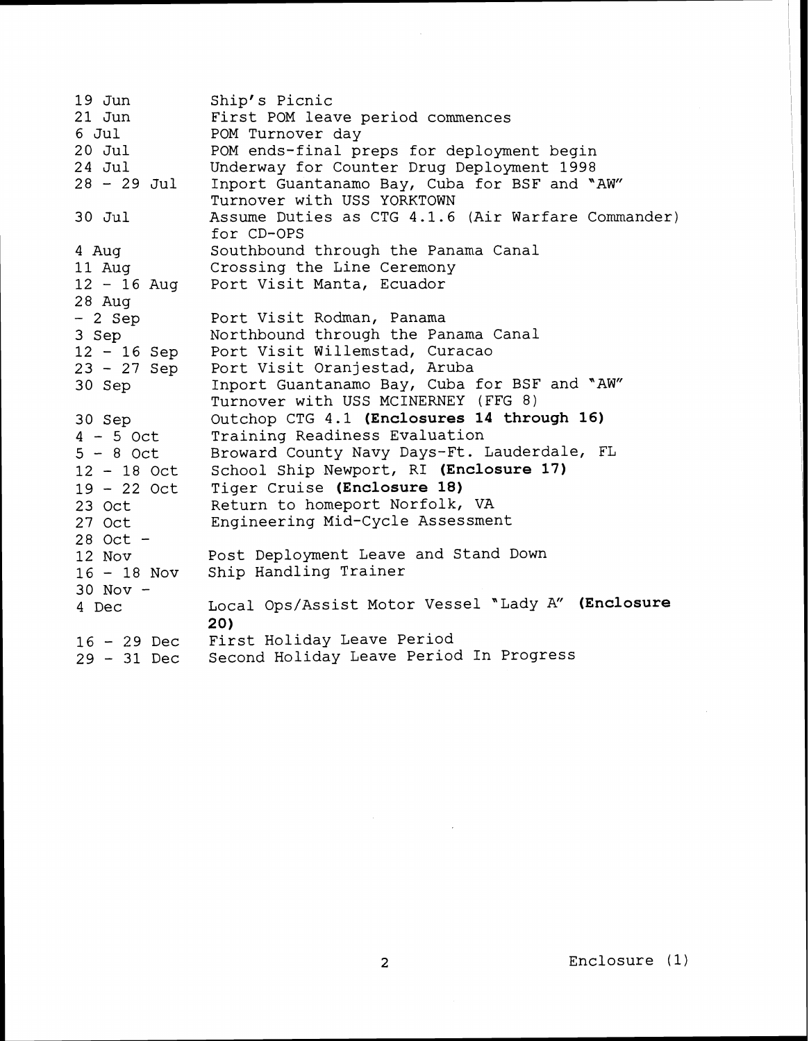| | |
|---|---|
| 19 Jun | Ship's Picnic |
| 21 Jun | First POM leave period commences |
| 6 Jul | POM Turnover day |
| 20 Jul | POM ends-final preps for deployment begin |
| 24 Jul | Underway for Counter Drug Deployment 1998 |
| 28 - 29 Jul | Inport Guantanamo Bay, Cuba for BSF and "AW" Turnover with USS YORKTOWN |
| 30 Jul | Assume Duties as CTG 4.1.6 (Air Warfare Commander) for CD-OPS |
| 4 Aug | Southbound through the Panama Canal |
| 11 Aug | Crossing the Line Ceremony |
| 12 - 16 Aug | Port Visit Manta, Ecuador |
| 28 Aug - 2 Sep | Port Visit Rodman, Panama |
| 3 Sep | Northbound through the Panama Canal |
| 12 - 16 Sep | Port Visit Willemstad, Curacao |
| 23 - 27 Sep | Port Visit Oranjestad, Aruba |
| 30 Sep | Inport Guantanamo Bay, Cuba for BSF and "AW" Turnover with USS MCINERNEY (FFG 8) |
| 30 Sep | Outchop CTG 4.1 **(Enclosures 14 through 16)** |
| 4 - 5 Oct | Training Readiness Evaluation |
| 5 - 8 Oct | Broward County Navy Days-Ft. Lauderdale, FL |
| 12 - 18 Oct | School Ship Newport, RI **(Enclosure 17)** |
| 19 - 22 Oct | Tiger Cruise **(Enclosure 18)** |
| 23 Oct | Return to homeport Norfolk, VA |
| 27 Oct | Engineering Mid-Cycle Assessment |
| 28 Oct - 12 Nov | Post Deployment Leave and Stand Down |
| 16 - 18 Nov | Ship Handling Trainer |
| 30 Nov - 4 Dec | Local Ops/Assist Motor Vessel "Lady A" **(Enclosure 20)** |
| 16 - 29 Dec | First Holiday Leave Period |
| 29 - 31 Dec | Second Holiday Leave Period In Progress |

Enclosure (1)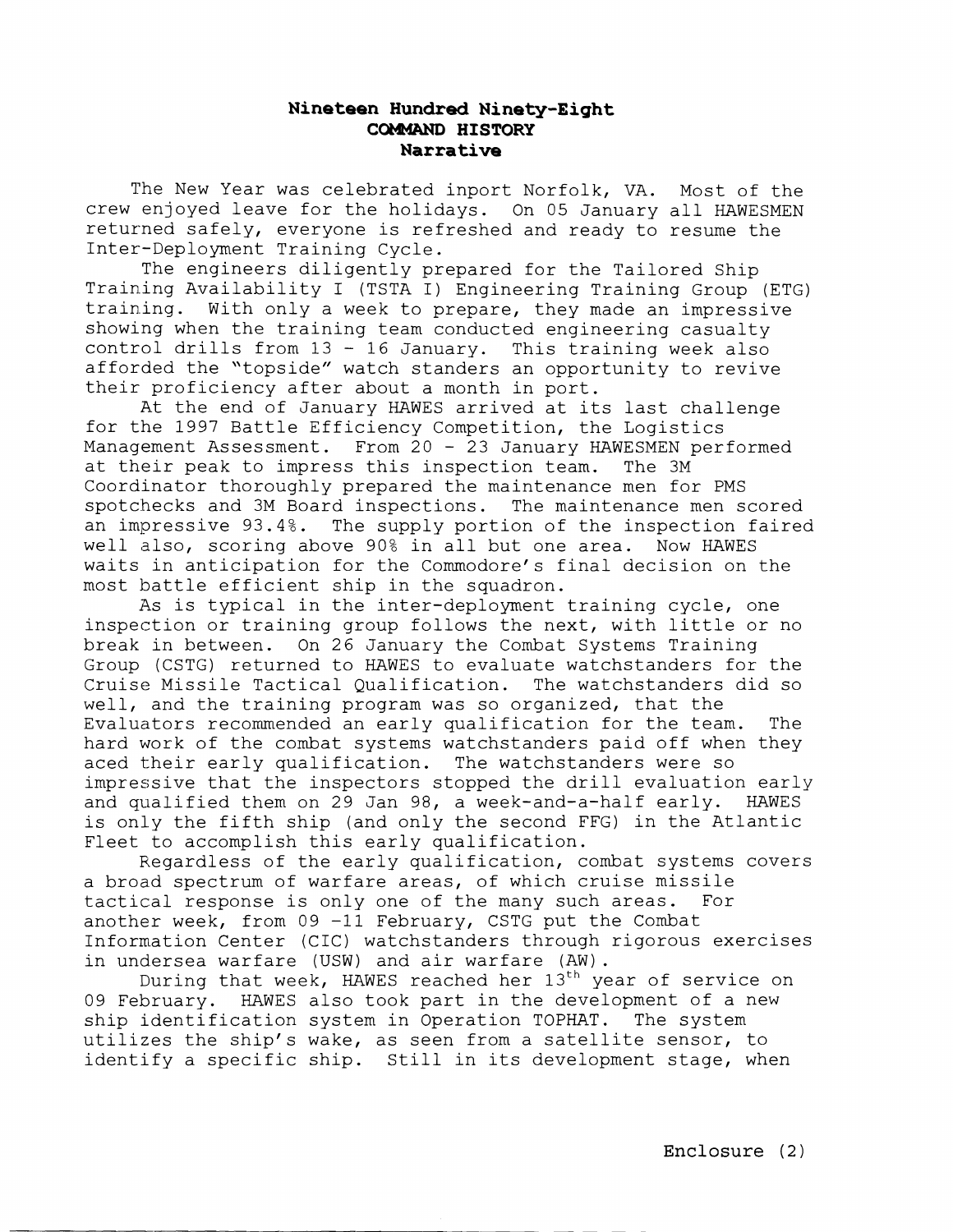# Nineteen Hundred Ninety-Eight
## COMMAND HISTORY
### Narrative

The New Year was celebrated inport Norfolk, VA. Most of the crew enjoyed leave for the holidays. On 05 January all HAWESMEN returned safely, everyone is refreshed and ready to resume the Inter-Deployment Training Cycle.

The engineers diligently prepared for the Tailored Ship Training Availability I (TSTA I) Engineering Training Group (ETG) training. With only a week to prepare, they made an impressive showing when the training team conducted engineering casualty control drills from 13 - 16 January. This training week also afforded the "topside" watch standers an opportunity to revive their proficiency after about a month in port.

At the end of January HAWES arrived at its last challenge for the 1997 Battle Efficiency Competition, the Logistics Management Assessment. From 20 - 23 January HAWESMEN performed at their peak to impress this inspection team. The 3M Coordinator thoroughly prepared the maintenance men for PMS spotchecks and 3M Board inspections. The maintenance men scored an impressive 93.4%. The supply portion of the inspection faired well also, scoring above 90% in all but one area. Now HAWES waits in anticipation for the Commodore's final decision on the most battle efficient ship in the squadron.

As is typical in the inter-deployment training cycle, one inspection or training group follows the next, with little or no break in between. On 26 January the Combat Systems Training Group (CSTG) returned to HAWES to evaluate watchstanders for the Cruise Missile Tactical Qualification. The watchstanders did so well, and the training program was so organized, that the Evaluators recommended an early qualification for the team. The hard work of the combat systems watchstanders paid off when they aced their early qualification. The watchstanders were so impressive that the inspectors stopped the drill evaluation early and qualified them on 29 Jan 98, a week-and-a-half early. HAWES is only the fifth ship (and only the second FFG) in the Atlantic Fleet to accomplish this early qualification.

Regardless of the early qualification, combat systems covers a broad spectrum of warfare areas, of which cruise missile tactical response is only one of the many such areas. For another week, from 09 -11 February, CSTG put the Combat Information Center (CIC) watchstanders through rigorous exercises in undersea warfare (USW) and air warfare (AW).

During that week, HAWES reached her 13th year of service on 09 February. HAWES also took part in the development of a new ship identification system in Operation TOPHAT. The system utilizes the ship's wake, as seen from a satellite sensor, to identify a specific ship. Still in its development stage, when

Enclosure (2)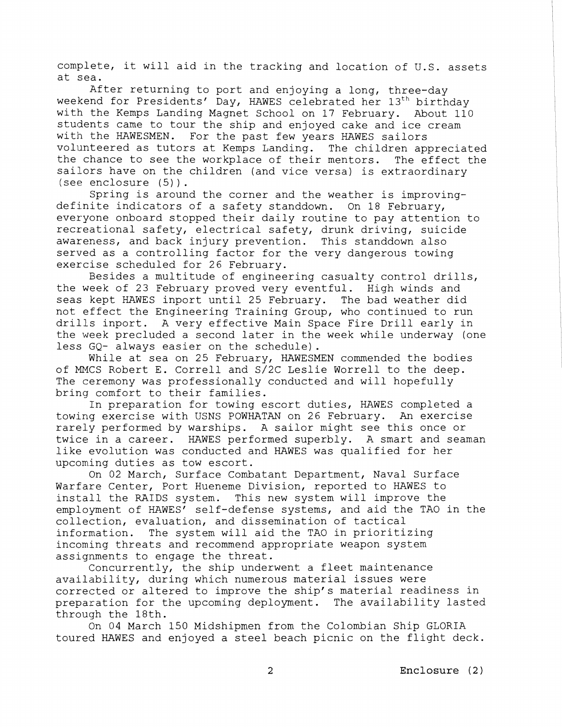complete, it will aid in the tracking and location of U.S. assets at sea.

After returning to port and enjoying a long, three-day weekend for Presidents' Day, HAWES celebrated her 13th birthday with the Kemps Landing Magnet School on 17 February. About 110 students came to tour the ship and enjoyed cake and ice cream with the HAWESMEN. For the past few years HAWES sailors volunteered as tutors at Kemps Landing. The children appreciated the chance to see the workplace of their mentors. The effect the sailors have on the children (and vice versa) is extraordinary (see enclosure (5)).

Spring is around the corner and the weather is improving- definite indicators of a safety standdown. On 18 February, everyone onboard stopped their daily routine to pay attention to recreational safety, electrical safety, drunk driving, suicide awareness, and back injury prevention. This standdown also served as a controlling factor for the very dangerous towing exercise scheduled for 26 February.

Besides a multitude of engineering casualty control drills, the week of 23 February proved very eventful. High winds and seas kept HAWES inport until 25 February. The bad weather did not effect the Engineering Training Group, who continued to run drills inport. A very effective Main Space Fire Drill early in the week precluded a second later in the week while underway (one less GQ- always easier on the schedule).

While at sea on 25 February, HAWESMEN commended the bodies of MMCS Robert E. Correll and S/2C Leslie Worrell to the deep. The ceremony was professionally conducted and will hopefully bring comfort to their families.

In preparation for towing escort duties, HAWES completed a towing exercise with USNS POWHATAN on 26 February. An exercise rarely performed by warships. A sailor might see this once or twice in a career. HAWES performed superbly. A smart and seaman like evolution was conducted and HAWES was qualified for her upcoming duties as tow escort.

On 02 March, Surface Combatant Department, Naval Surface Warfare Center, Port Hueneme Division, reported to HAWES to install the RAIDS system. This new system will improve the employment of HAWES' self-defense systems, and aid the TAO in the collection, evaluation, and dissemination of tactical information. The system will aid the TAO in prioritizing incoming threats and recommend appropriate weapon system assignments to engage the threat.

Concurrently, the ship underwent a fleet maintenance availability, during which numerous material issues were corrected or altered to improve the ship's material readiness in preparation for the upcoming deployment. The availability lasted through the 18th.

On 04 March 150 Midshipmen from the Colombian Ship GLORIA toured HAWES and enjoyed a steel beach picnic on the flight deck.

Enclosure (2)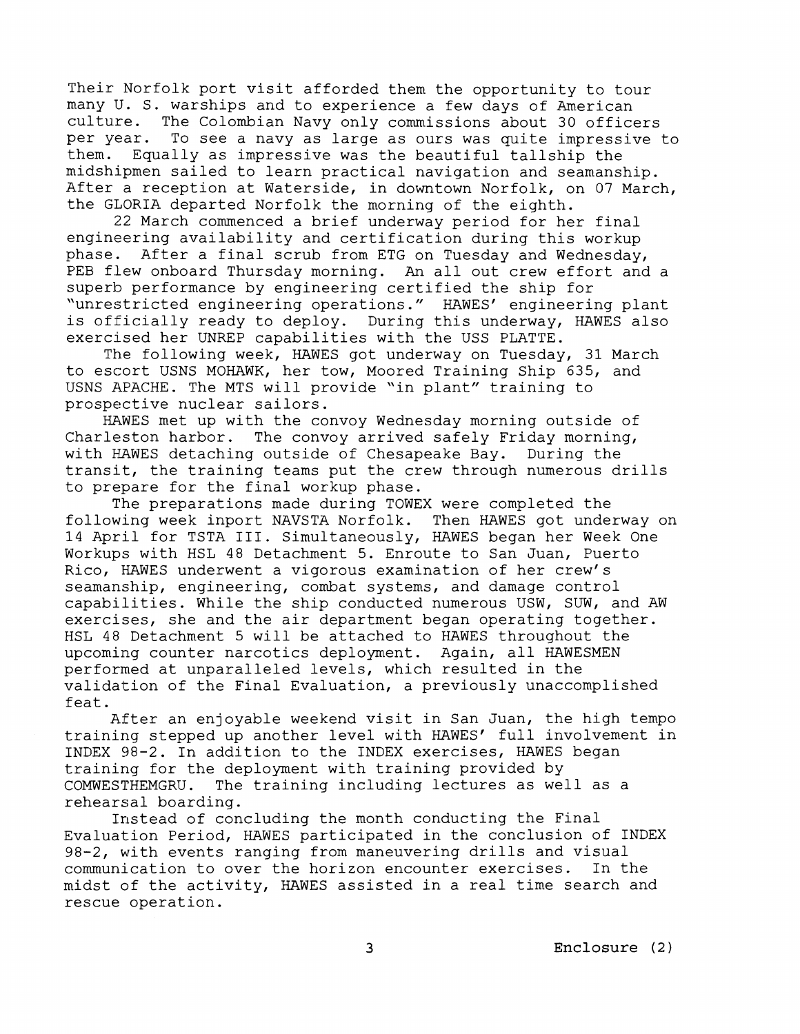Their Norfolk port visit afforded them the opportunity to tour many U. S. warships and to experience a few days of American culture. The Colombian Navy only commissions about 30 officers per year. To see a navy as large as ours was quite impressive to them. Equally as impressive was the beautiful tallship the midshipmen sailed to learn practical navigation and seamanship. After a reception at Waterside, in downtown Norfolk, on 07 March, the GLORIA departed Norfolk the morning of the eighth.

22 March commenced a brief underway period for her final engineering availability and certification during this workup phase. After a final scrub from ETG on Tuesday and Wednesday, PEB flew onboard Thursday morning. An all out crew effort and a superb performance by engineering certified the ship for "unrestricted engineering operations." HAWES' engineering plant is officially ready to deploy. During this underway, HAWES also exercised her UNREP capabilities with the USS PLATTE.

The following week, HAWES got underway on Tuesday, 31 March to escort USNS MOHAWK, her tow, Moored Training Ship 635, and USNS APACHE. The MTS will provide "in plant" training to prospective nuclear sailors.

HAWES met up with the convoy Wednesday morning outside of Charleston harbor. The convoy arrived safely Friday morning, with HAWES detaching outside of Chesapeake Bay. During the transit, the training teams put the crew through numerous drills to prepare for the final workup phase.

The preparations made during TOWEX were completed the following week inport NAVSTA Norfolk. Then HAWES got underway on 14 April for TSTA III. Simultaneously, HAWES began her Week One Workups with HSL 48 Detachment 5. Enroute to San Juan, Puerto Rico, HAWES underwent a vigorous examination of her crew's seamanship, engineering, combat systems, and damage control capabilities. While the ship conducted numerous USW, SUW, and AW exercises, she and the air department began operating together. HSL 48 Detachment 5 will be attached to HAWES throughout the upcoming counter narcotics deployment. Again, all HAWESMEN performed at unparalleled levels, which resulted in the validation of the Final Evaluation, a previously unaccomplished feat.

After an enjoyable weekend visit in San Juan, the high tempo training stepped up another level with HAWES' full involvement in INDEX 98-2. In addition to the INDEX exercises, HAWES began training for the deployment with training provided by COMWESTHEMGRU. The training including lectures as well as a rehearsal boarding.

Instead of concluding the month conducting the Final Evaluation Period, HAWES participated in the conclusion of INDEX 98-2, with events ranging from maneuvering drills and visual communication to over the horizon encounter exercises. In the midst of the activity, HAWES assisted in a real time search and rescue operation.

Enclosure (2)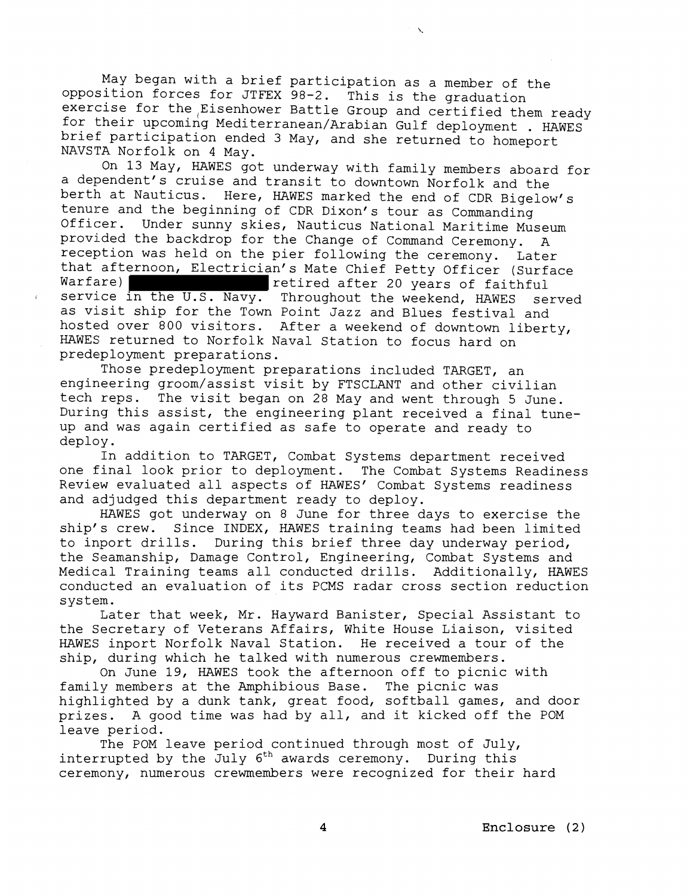May began with a brief participation as a member of the opposition forces for JTFEX 98-2. This is the graduation exercise for the Eisenhower Battle Group and certified them ready for their upcoming Mediterranean/Arabian Gulf deployment . HAWES brief participation ended 3 May, and she returned to homeport NAVSTA Norfolk on 4 May.

On 13 May, HAWES got underway with family members aboard for a dependent's cruise and transit to downtown Norfolk and the berth at Nauticus. Here, HAWES marked the end of CDR Bigelow's tenure and the beginning of CDR Dixon's tour as Commanding Officer. Under sunny skies, Nauticus National Maritime Museum provided the backdrop for the Change of Command Ceremony. A reception was held on the pier following the ceremony. Later that afternoon, Electrician's Mate Chief Petty Officer (Surface Warfare) [REDACTED] retired after 20 years of faithful service in the U.S. Navy. Throughout the weekend, HAWES served as visit ship for the Town Point Jazz and Blues festival and hosted over 800 visitors. After a weekend of downtown liberty, HAWES returned to Norfolk Naval Station to focus hard on predeployment preparations.

Those predeployment preparations included TARGET, an engineering groom/assist visit by FTSCLANT and other civilian tech reps. The visit began on 28 May and went through 5 June. During this assist, the engineering plant received a final tune-up and was again certified as safe to operate and ready to deploy.

In addition to TARGET, Combat Systems department received one final look prior to deployment. The Combat Systems Readiness Review evaluated all aspects of HAWES' Combat Systems readiness and adjudged this department ready to deploy.

HAWES got underway on 8 June for three days to exercise the ship's crew. Since INDEX, HAWES training teams had been limited to inport drills. During this brief three day underway period, the Seamanship, Damage Control, Engineering, Combat Systems and Medical Training teams all conducted drills. Additionally, HAWES conducted an evaluation of its PCMS radar cross section reduction system.

Later that week, Mr. Hayward Banister, Special Assistant to the Secretary of Veterans Affairs, White House Liaison, visited HAWES inport Norfolk Naval Station. He received a tour of the ship, during which he talked with numerous crewmembers.

On June 19, HAWES took the afternoon off to picnic with family members at the Amphibious Base. The picnic was highlighted by a dunk tank, great food, softball games, and door prizes. A good time was had by all, and it kicked off the POM leave period.

The POM leave period continued through most of July, interrupted by the July 6th awards ceremony. During this ceremony, numerous crewmembers were recognized for their hard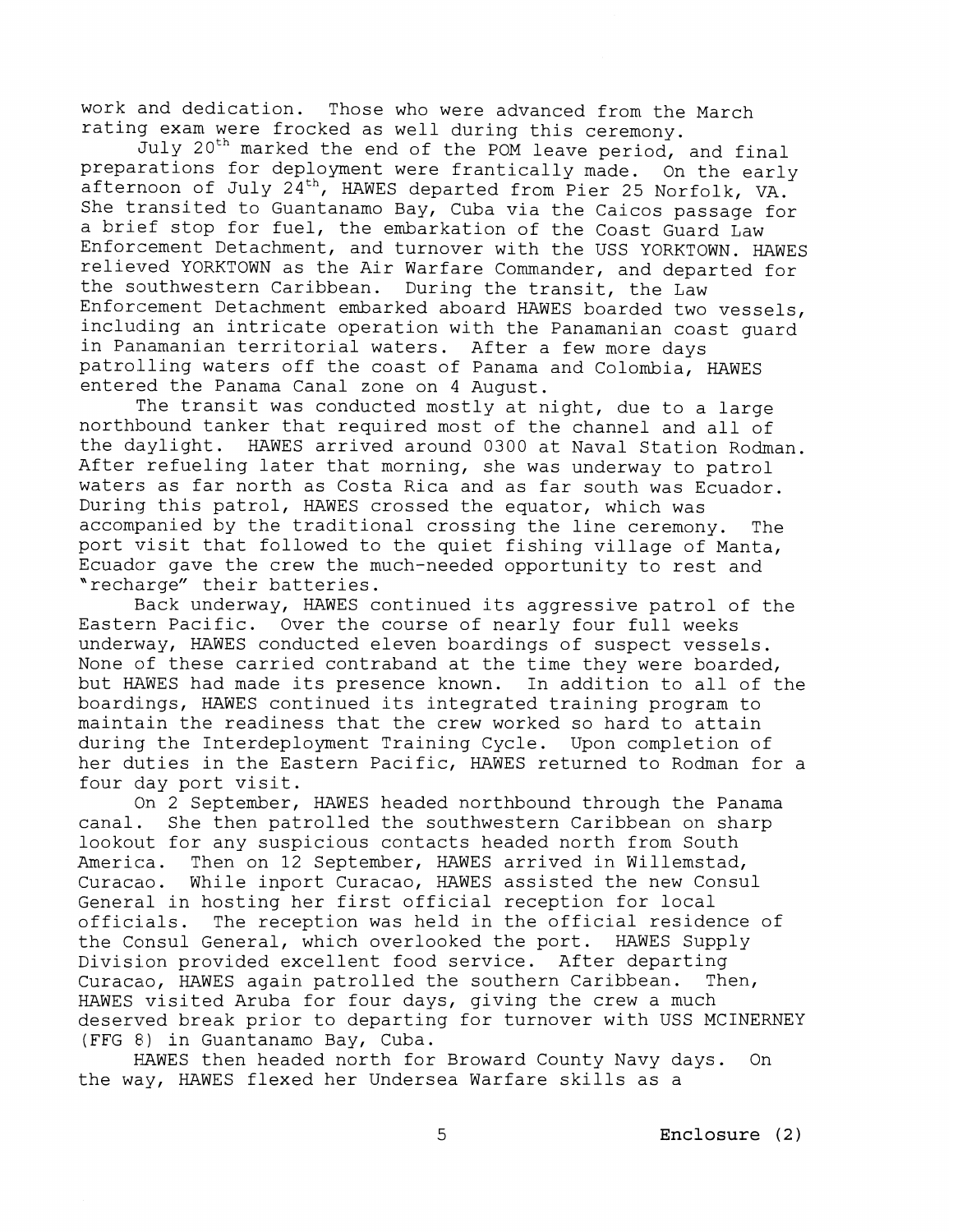work and dedication. Those who were advanced from the March rating exam were frocked as well during this ceremony.

July 20th marked the end of the POM leave period, and final preparations for deployment were frantically made. On the early afternoon of July 24th, HAWES departed from Pier 25 Norfolk, VA. She transited to Guantanamo Bay, Cuba via the Caicos passage for a brief stop for fuel, the embarkation of the Coast Guard Law Enforcement Detachment, and turnover with the USS YORKTOWN. HAWES relieved YORKTOWN as the Air Warfare Commander, and departed for the southwestern Caribbean. During the transit, the Law Enforcement Detachment embarked aboard HAWES boarded two vessels, including an intricate operation with the Panamanian coast guard in Panamanian territorial waters. After a few more days patrolling waters off the coast of Panama and Colombia, HAWES entered the Panama Canal zone on 4 August.

The transit was conducted mostly at night, due to a large northbound tanker that required most of the channel and all of the daylight. HAWES arrived around 0300 at Naval Station Rodman. After refueling later that morning, she was underway to patrol waters as far north as Costa Rica and as far south was Ecuador. During this patrol, HAWES crossed the equator, which was accompanied by the traditional crossing the line ceremony. The port visit that followed to the quiet fishing village of Manta, Ecuador gave the crew the much-needed opportunity to rest and "recharge" their batteries.

Back underway, HAWES continued its aggressive patrol of the Eastern Pacific. Over the course of nearly four full weeks underway, HAWES conducted eleven boardings of suspect vessels. None of these carried contraband at the time they were boarded, but HAWES had made its presence known. In addition to all of the boardings, HAWES continued its integrated training program to maintain the readiness that the crew worked so hard to attain during the Interdeployment Training Cycle. Upon completion of her duties in the Eastern Pacific, HAWES returned to Rodman for a four day port visit.

On 2 September, HAWES headed northbound through the Panama canal. She then patrolled the southwestern Caribbean on sharp lookout for any suspicious contacts headed north from South America. Then on 12 September, HAWES arrived in Willemstad, Curacao. While inport Curacao, HAWES assisted the new Consul General in hosting her first official reception for local officials. The reception was held in the official residence of the Consul General, which overlooked the port. HAWES Supply Division provided excellent food service. After departing Curacao, HAWES again patrolled the southern Caribbean. Then, HAWES visited Aruba for four days, giving the crew a much deserved break prior to departing for turnover with USS MCINERNEY (FFG 8) in Guantanamo Bay, Cuba.

HAWES then headed north for Broward County Navy days. On the way, HAWES flexed her Undersea Warfare skills as a

**Enclosure (2)**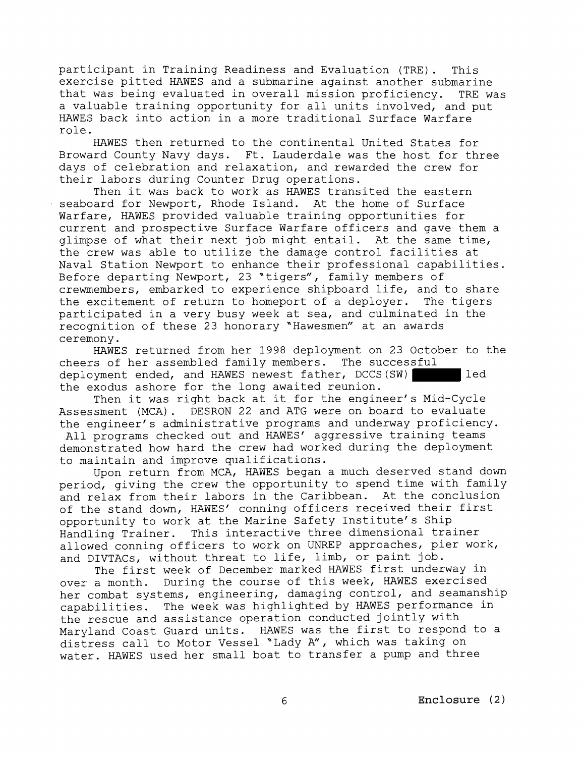participant in Training Readiness and Evaluation (TRE). This exercise pitted HAWES and a submarine against another submarine that was being evaluated in overall mission proficiency. TRE was a valuable training opportunity for all units involved, and put HAWES back into action in a more traditional Surface Warfare role.

HAWES then returned to the continental United States for Broward County Navy days. Ft. Lauderdale was the host for three days of celebration and relaxation, and rewarded the crew for their labors during Counter Drug operations.

Then it was back to work as HAWES transited the eastern seaboard for Newport, Rhode Island. At the home of Surface Warfare, HAWES provided valuable training opportunities for current and prospective Surface Warfare officers and gave them a glimpse of what their next job might entail. At the same time, the crew was able to utilize the damage control facilities at Naval Station Newport to enhance their professional capabilities. Before departing Newport, 23 "tigers", family members of crewmembers, embarked to experience shipboard life, and to share the excitement of return to homeport of a deployer. The tigers participated in a very busy week at sea, and culminated in the recognition of these 23 honorary "Hawesmen" at an awards ceremony.

HAWES returned from her 1998 deployment on 23 October to the cheers of her assembled family members. The successful deployment ended, and HAWES newest father, DCCS(SW) [REDACTED] led the exodus ashore for the long awaited reunion.

Then it was right back at it for the engineer's Mid-Cycle Assessment (MCA). DESRON 22 and ATG were on board to evaluate the engineer's administrative programs and underway proficiency. All programs checked out and HAWES' aggressive training teams demonstrated how hard the crew had worked during the deployment to maintain and improve qualifications.

Upon return from MCA, HAWES began a much deserved stand down period, giving the crew the opportunity to spend time with family and relax from their labors in the Caribbean. At the conclusion of the stand down, HAWES' conning officers received their first opportunity to work at the Marine Safety Institute's Ship Handling Trainer. This interactive three dimensional trainer allowed conning officers to work on UNREP approaches, pier work, and DIVTACs, without threat to life, limb, or paint job.

The first week of December marked HAWES first underway in over a month. During the course of this week, HAWES exercised her combat systems, engineering, damaging control, and seamanship capabilities. The week was highlighted by HAWES performance in the rescue and assistance operation conducted jointly with Maryland Coast Guard units. HAWES was the first to respond to a distress call to Motor Vessel "Lady A", which was taking on water. HAWES used her small boat to transfer a pump and three

**Enclosure (2)**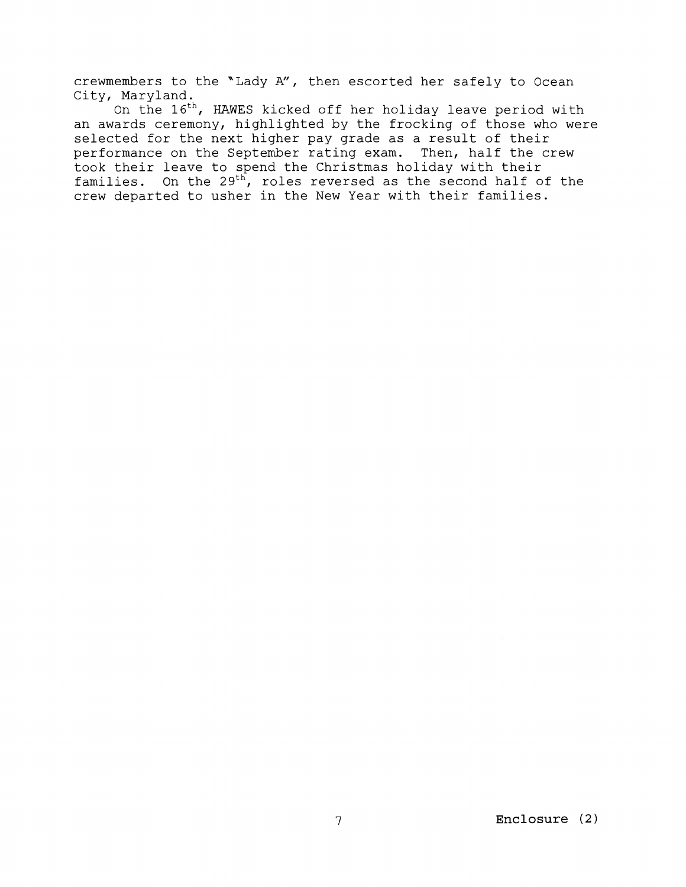crewmembers to the "Lady A", then escorted her safely to Ocean City, Maryland.

On the 16th, HAWES kicked off her holiday leave period with an awards ceremony, highlighted by the frocking of those who were selected for the next higher pay grade as a result of their performance on the September rating exam. Then, half the crew took their leave to spend the Christmas holiday with their families. On the 29th, roles reversed as the second half of the crew departed to usher in the New Year with their families.

**Enclosure (2)**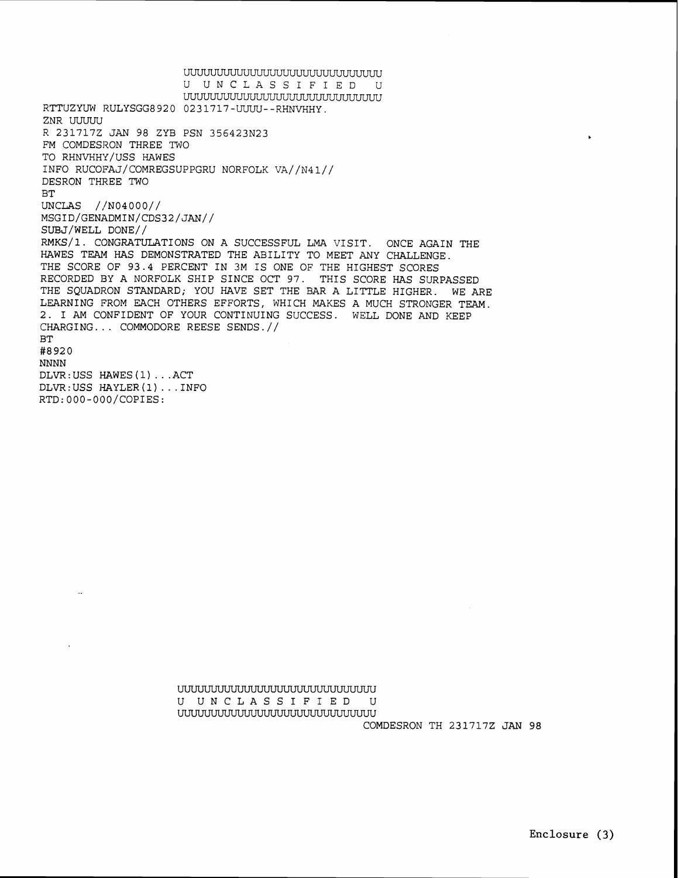UUUUUUUUUUUUUUUUUUUUUUUUUUUUUU
U U N C L A S S I F I E D U
UUUUUUUUUUUUUUUUUUUUUUUUUUUUUU

RTTUZYUW RULYSGG8920 0231717-UUUU--RHNVHHY.
ZNR UUUUU
R 231717Z JAN 98 ZYB PSN 356423N23
FM COMDESRON THREE TWO
TO RHNVHHY/USS HAWES
INFO RUCOFAJ/COMREGSUPPGRU NORFOLK VA//N41//
DESRON THREE TWO
BT
UNCLAS //N04000//
MSGID/GENADMIN/CDS32/JAN//
SUBJ/WELL DONE//
RMKS/1. CONGRATULATIONS ON A SUCCESSFUL LMA VISIT. ONCE AGAIN THE HAWES TEAM HAS DEMONSTRATED THE ABILITY TO MEET ANY CHALLENGE. THE SCORE OF 93.4 PERCENT IN 3M IS ONE OF THE HIGHEST SCORES RECORDED BY A NORFOLK SHIP SINCE OCT 97. THIS SCORE HAS SURPASSED THE SQUADRON STANDARD; YOU HAVE SET THE BAR A LITTLE HIGHER. WE ARE LEARNING FROM EACH OTHERS EFFORTS, WHICH MAKES A MUCH STRONGER TEAM.
2. I AM CONFIDENT OF YOUR CONTINUING SUCCESS. WELL DONE AND KEEP CHARGING... COMMODORE REESE SENDS.//
BT
#8920
NNNN
DLVR:USS HAWES(1)...ACT
DLVR:USS HAYLER(1)...INFO
RTD:000-000/COPIES:

UUUUUUUUUUUUUUUUUUUUUUUUUUUUUU
U U N C L A S S I F I E D U
UUUUUUUUUUUUUUUUUUUUUUUUUUUUUU

COMDESRON TH 231717Z JAN 98

Enclosure (3)